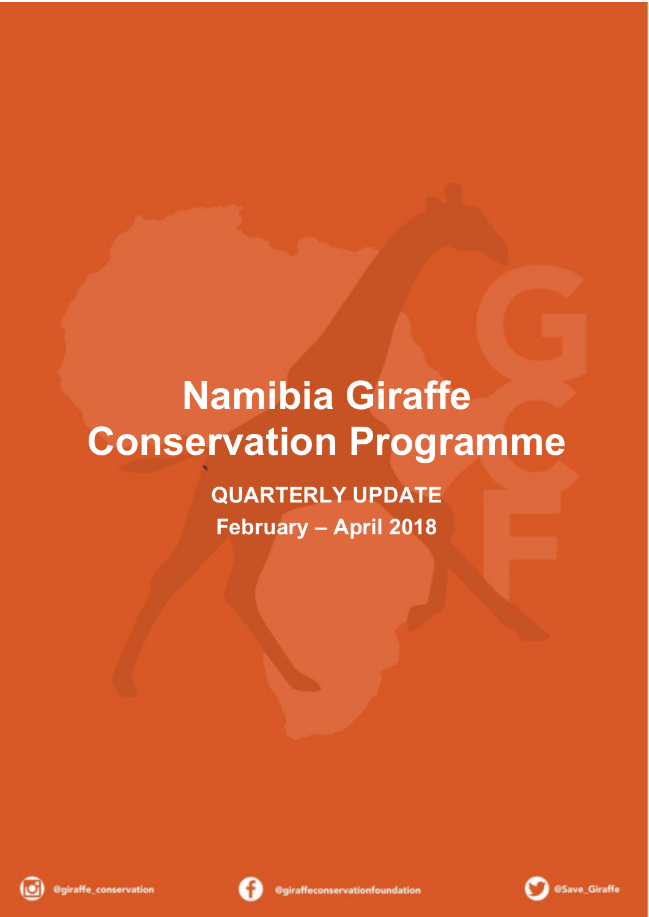# Namibia Giraffe Conservation Programme

**QUARTERLY UPDATE**

**February – April 2018**

@giraffe_conservation

@giraffeconservationfoundation

@Save_Giraffe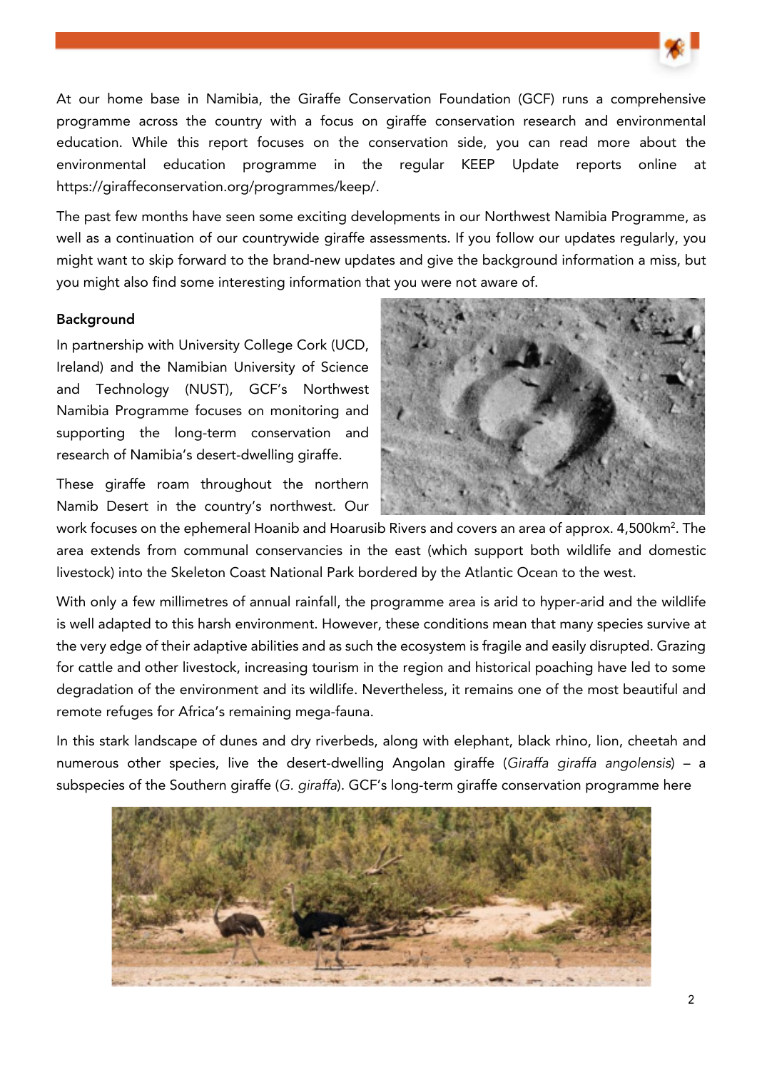At our home base in Namibia, the Giraffe Conservation Foundation (GCF) runs a comprehensive programme across the country with a focus on giraffe conservation research and environmental education. While this report focuses on the conservation side, you can read more about the environmental education programme in the regular KEEP Update reports online at https://giraffeconservation.org/programmes/keep/.

The past few months have seen some exciting developments in our Northwest Namibia Programme, as well as a continuation of our countrywide giraffe assessments. If you follow our updates regularly, you might want to skip forward to the brand-new updates and give the background information a miss, but you might also find some interesting information that you were not aware of.

**Background**

In partnership with University College Cork (UCD, Ireland) and the Namibian University of Science and Technology (NUST), GCF's Northwest Namibia Programme focuses on monitoring and supporting the long-term conservation and research of Namibia's desert-dwelling giraffe.

These giraffe roam throughout the northern Namib Desert in the country's northwest. Our work focuses on the ephemeral Hoanib and Hoarusib Rivers and covers an area of approx. 4,500km$^2$. The area extends from communal conservancies in the east (which support both wildlife and domestic livestock) into the Skeleton Coast National Park bordered by the Atlantic Ocean to the west.

With only a few millimetres of annual rainfall, the programme area is arid to hyper-arid and the wildlife is well adapted to this harsh environment. However, these conditions mean that many species survive at the very edge of their adaptive abilities and as such the ecosystem is fragile and easily disrupted. Grazing for cattle and other livestock, increasing tourism in the region and historical poaching have led to some degradation of the environment and its wildlife. Nevertheless, it remains one of the most beautiful and remote refuges for Africa's remaining mega-fauna.

In this stark landscape of dunes and dry riverbeds, along with elephant, black rhino, lion, cheetah and numerous other species, live the desert-dwelling Angolan giraffe (*Giraffa giraffa angolensis*) – a subspecies of the Southern giraffe (*G. giraffa*). GCF's long-term giraffe conservation programme here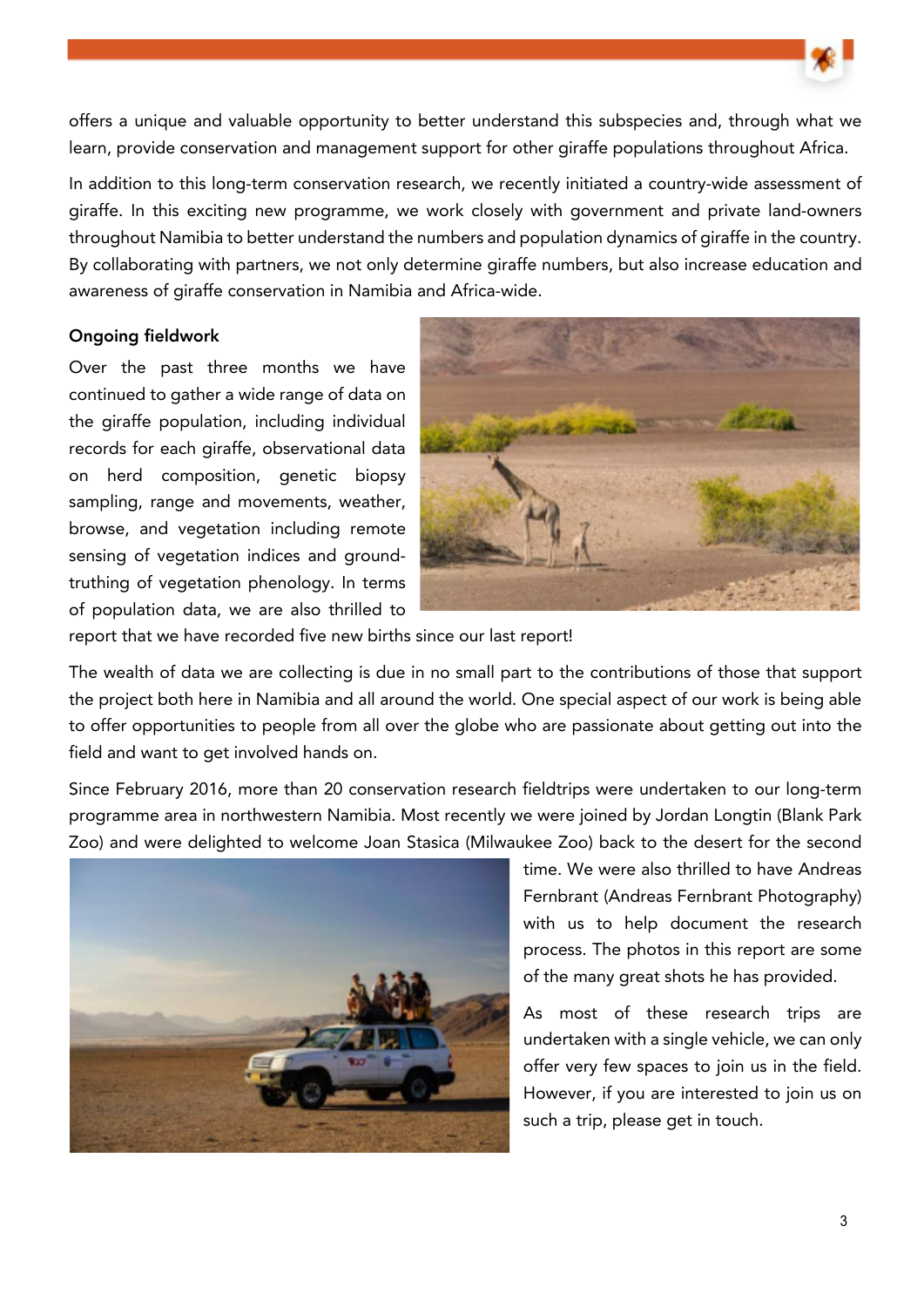offers a unique and valuable opportunity to better understand this subspecies and, through what we learn, provide conservation and management support for other giraffe populations throughout Africa.

In addition to this long-term conservation research, we recently initiated a country-wide assessment of giraffe. In this exciting new programme, we work closely with government and private land-owners throughout Namibia to better understand the numbers and population dynamics of giraffe in the country. By collaborating with partners, we not only determine giraffe numbers, but also increase education and awareness of giraffe conservation in Namibia and Africa-wide.

**Ongoing fieldwork**

Over the past three months we have continued to gather a wide range of data on the giraffe population, including individual records for each giraffe, observational data on herd composition, genetic biopsy sampling, range and movements, weather, browse, and vegetation including remote sensing of vegetation indices and ground-truthing of vegetation phenology. In terms of population data, we are also thrilled to report that we have recorded five new births since our last report!

The wealth of data we are collecting is due in no small part to the contributions of those that support the project both here in Namibia and all around the world. One special aspect of our work is being able to offer opportunities to people from all over the globe who are passionate about getting out into the field and want to get involved hands on.

Since February 2016, more than 20 conservation research fieldtrips were undertaken to our long-term programme area in northwestern Namibia. Most recently we were joined by Jordan Longtin (Blank Park Zoo) and were delighted to welcome Joan Stasica (Milwaukee Zoo) back to the desert for the second time. We were also thrilled to have Andreas Fernbrant (Andreas Fernbrant Photography) with us to help document the research process. The photos in this report are some of the many great shots he has provided.

As most of these research trips are undertaken with a single vehicle, we can only offer very few spaces to join us in the field. However, if you are interested to join us on such a trip, please get in touch.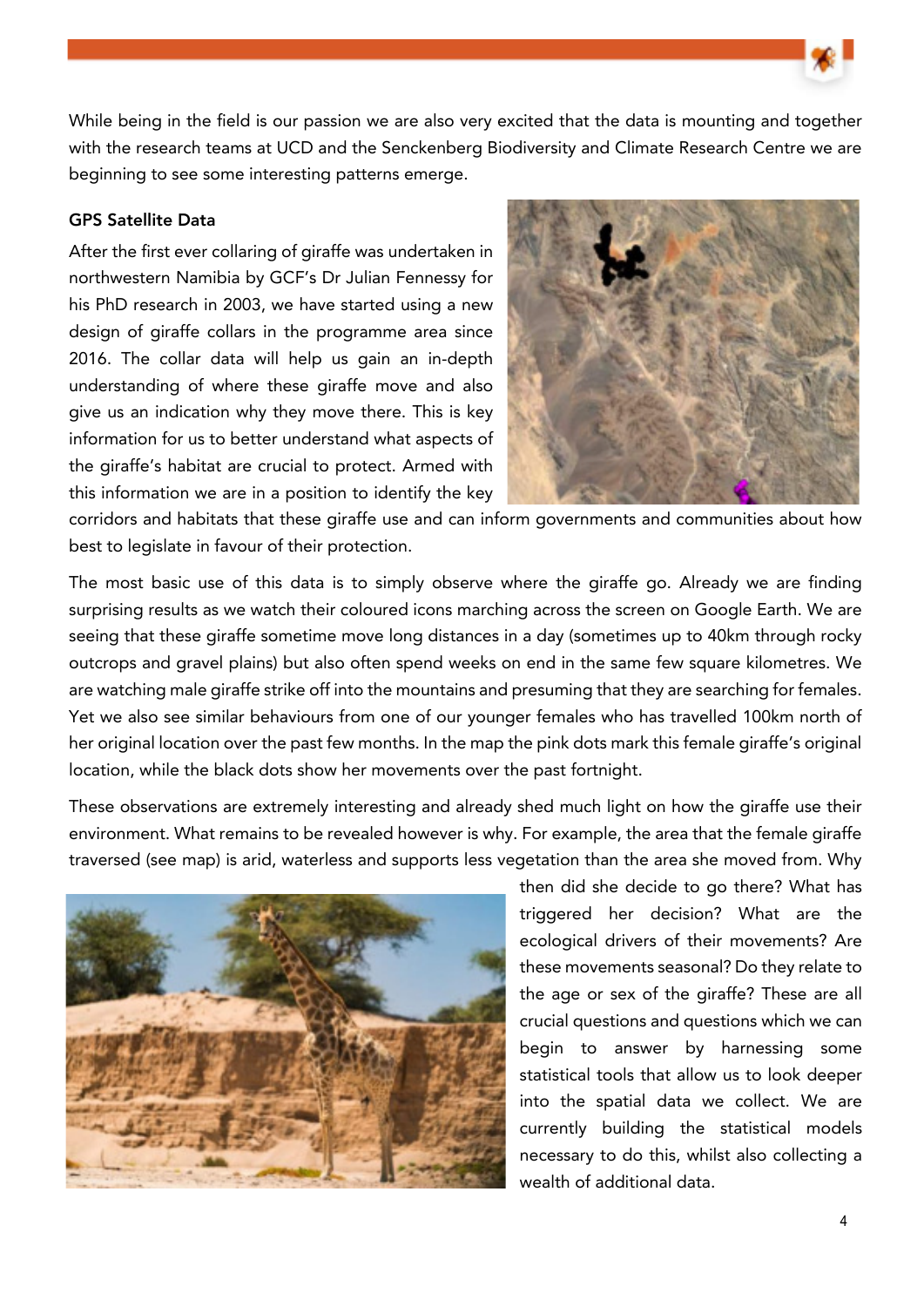While being in the field is our passion we are also very excited that the data is mounting and together with the research teams at UCD and the Senckenberg Biodiversity and Climate Research Centre we are beginning to see some interesting patterns emerge.

**GPS Satellite Data**

After the first ever collaring of giraffe was undertaken in northwestern Namibia by GCF's Dr Julian Fennessy for his PhD research in 2003, we have started using a new design of giraffe collars in the programme area since 2016. The collar data will help us gain an in-depth understanding of where these giraffe move and also give us an indication why they move there. This is key information for us to better understand what aspects of the giraffe's habitat are crucial to protect. Armed with this information we are in a position to identify the key corridors and habitats that these giraffe use and can inform governments and communities about how best to legislate in favour of their protection.

The most basic use of this data is to simply observe where the giraffe go. Already we are finding surprising results as we watch their coloured icons marching across the screen on Google Earth. We are seeing that these giraffe sometime move long distances in a day (sometimes up to 40km through rocky outcrops and gravel plains) but also often spend weeks on end in the same few square kilometres. We are watching male giraffe strike off into the mountains and presuming that they are searching for females. Yet we also see similar behaviours from one of our younger females who has travelled 100km north of her original location over the past few months. In the map the pink dots mark this female giraffe's original location, while the black dots show her movements over the past fortnight.

These observations are extremely interesting and already shed much light on how the giraffe use their environment. What remains to be revealed however is why. For example, the area that the female giraffe traversed (see map) is arid, waterless and supports less vegetation than the area she moved from. Why then did she decide to go there? What has triggered her decision? What are the ecological drivers of their movements? Are these movements seasonal? Do they relate to the age or sex of the giraffe? These are all crucial questions and questions which we can begin to answer by harnessing some statistical tools that allow us to look deeper into the spatial data we collect. We are currently building the statistical models necessary to do this, whilst also collecting a wealth of additional data.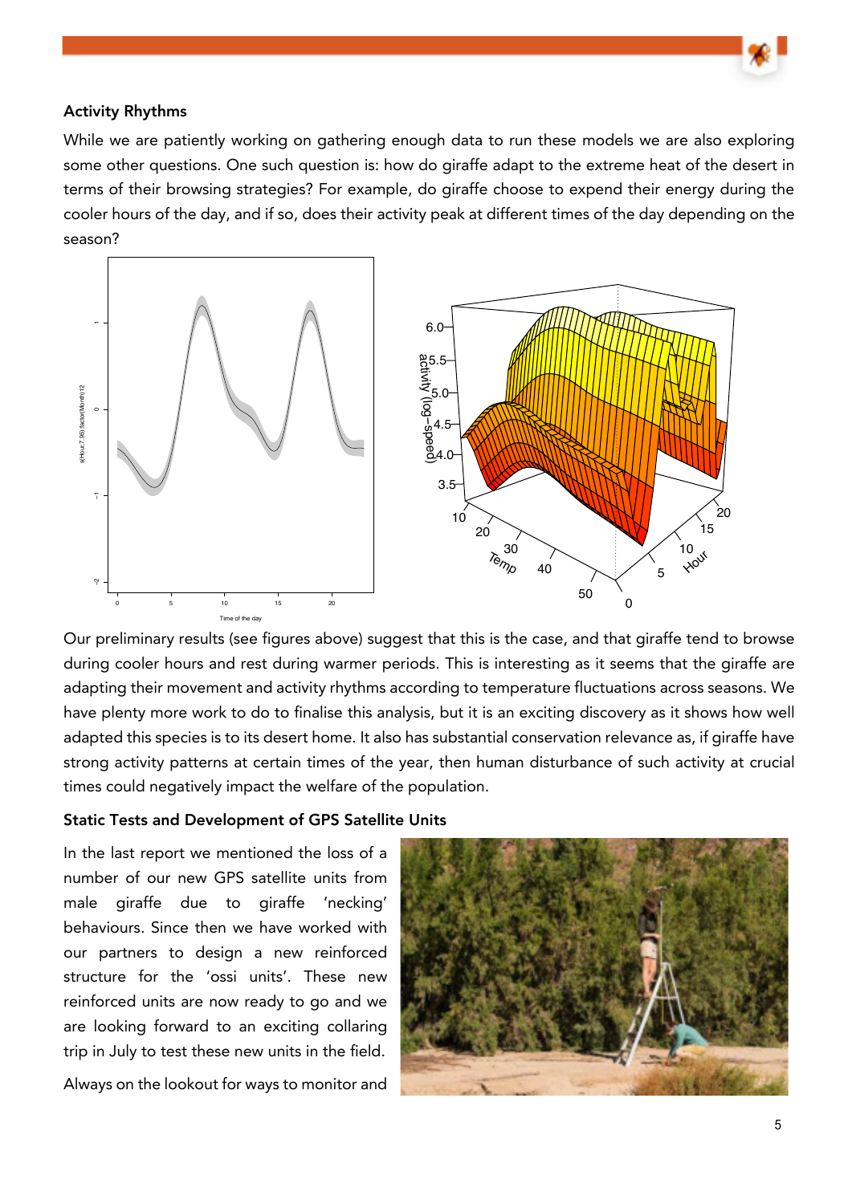### Activity Rhythms

While we are patiently working on gathering enough data to run these models we are also exploring some other questions. One such question is: how do giraffe adapt to the extreme heat of the desert in terms of their browsing strategies? For example, do giraffe choose to expend their energy during the cooler hours of the day, and if so, does their activity peak at different times of the day depending on the season?

Our preliminary results (see figures above) suggest that this is the case, and that giraffe tend to browse during cooler hours and rest during warmer periods. This is interesting as it seems that the giraffe are adapting their movement and activity rhythms according to temperature fluctuations across seasons. We have plenty more work to do to finalise this analysis, but it is an exciting discovery as it shows how well adapted this species is to its desert home. It also has substantial conservation relevance as, if giraffe have strong activity patterns at certain times of the year, then human disturbance of such activity at crucial times could negatively impact the welfare of the population.

### Static Tests and Development of GPS Satellite Units

In the last report we mentioned the loss of a number of our new GPS satellite units from male giraffe due to giraffe 'necking' behaviours. Since then we have worked with our partners to design a new reinforced structure for the 'ossi units'. These new reinforced units are now ready to go and we are looking forward to an exciting collaring trip in July to test these new units in the field.

Always on the lookout for ways to monitor and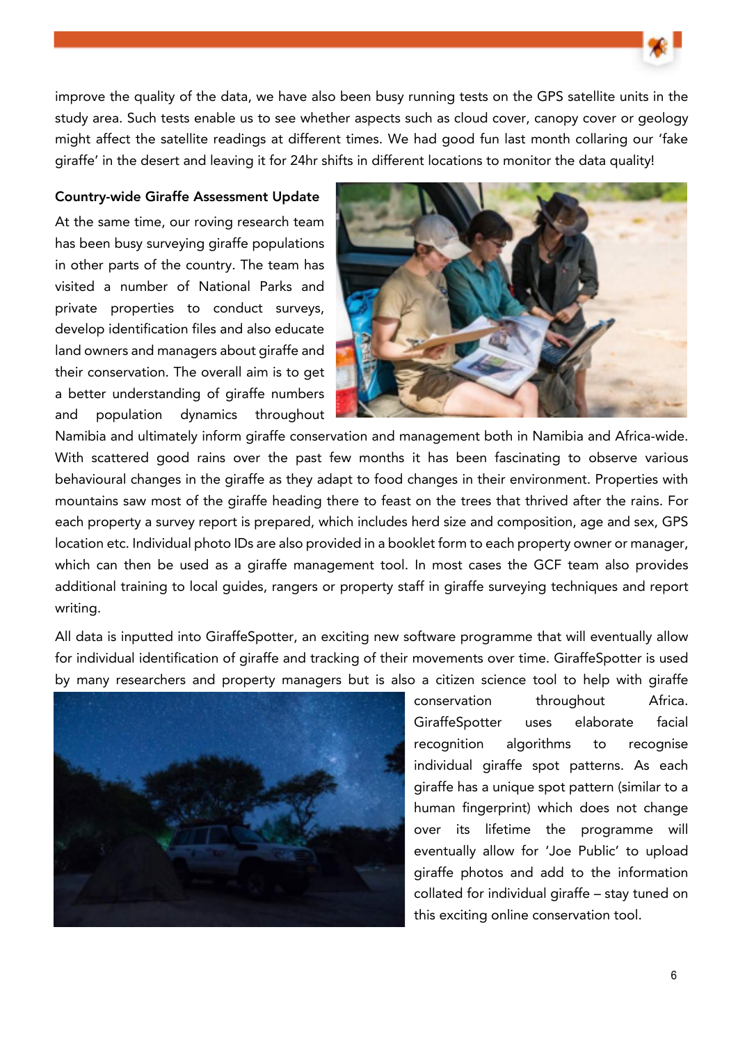improve the quality of the data, we have also been busy running tests on the GPS satellite units in the study area. Such tests enable us to see whether aspects such as cloud cover, canopy cover or geology might affect the satellite readings at different times. We had good fun last month collaring our 'fake giraffe' in the desert and leaving it for 24hr shifts in different locations to monitor the data quality!

**Country-wide Giraffe Assessment Update**

At the same time, our roving research team has been busy surveying giraffe populations in other parts of the country. The team has visited a number of National Parks and private properties to conduct surveys, develop identification files and also educate land owners and managers about giraffe and their conservation. The overall aim is to get a better understanding of giraffe numbers and population dynamics throughout Namibia and ultimately inform giraffe conservation and management both in Namibia and Africa-wide. With scattered good rains over the past few months it has been fascinating to observe various behavioural changes in the giraffe as they adapt to food changes in their environment. Properties with mountains saw most of the giraffe heading there to feast on the trees that thrived after the rains. For each property a survey report is prepared, which includes herd size and composition, age and sex, GPS location etc. Individual photo IDs are also provided in a booklet form to each property owner or manager, which can then be used as a giraffe management tool. In most cases the GCF team also provides additional training to local guides, rangers or property staff in giraffe surveying techniques and report writing.

All data is inputted into GiraffeSpotter, an exciting new software programme that will eventually allow for individual identification of giraffe and tracking of their movements over time. GiraffeSpotter is used by many researchers and property managers but is also a citizen science tool to help with giraffe conservation throughout Africa. GiraffeSpotter uses elaborate facial recognition algorithms to recognise individual giraffe spot patterns. As each giraffe has a unique spot pattern (similar to a human fingerprint) which does not change over its lifetime the programme will eventually allow for 'Joe Public' to upload giraffe photos and add to the information collated for individual giraffe – stay tuned on this exciting online conservation tool.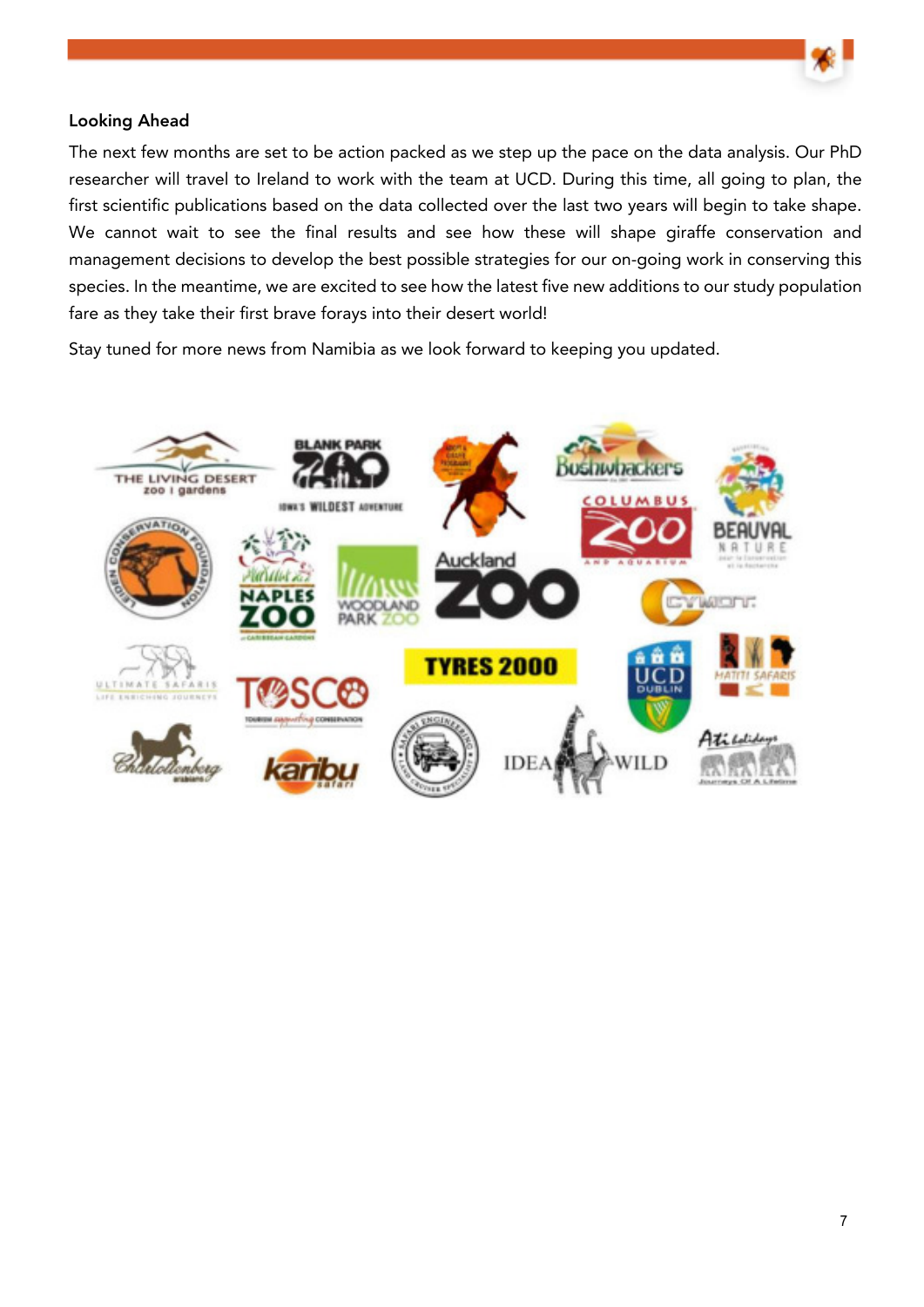## Looking Ahead

The next few months are set to be action packed as we step up the pace on the data analysis. Our PhD researcher will travel to Ireland to work with the team at UCD. During this time, all going to plan, the first scientific publications based on the data collected over the last two years will begin to take shape. We cannot wait to see the final results and see how these will shape giraffe conservation and management decisions to develop the best possible strategies for our on-going work in conserving this species. In the meantime, we are excited to see how the latest five new additions to our study population fare as they take their first brave forays into their desert world!

Stay tuned for more news from Namibia as we look forward to keeping you updated.